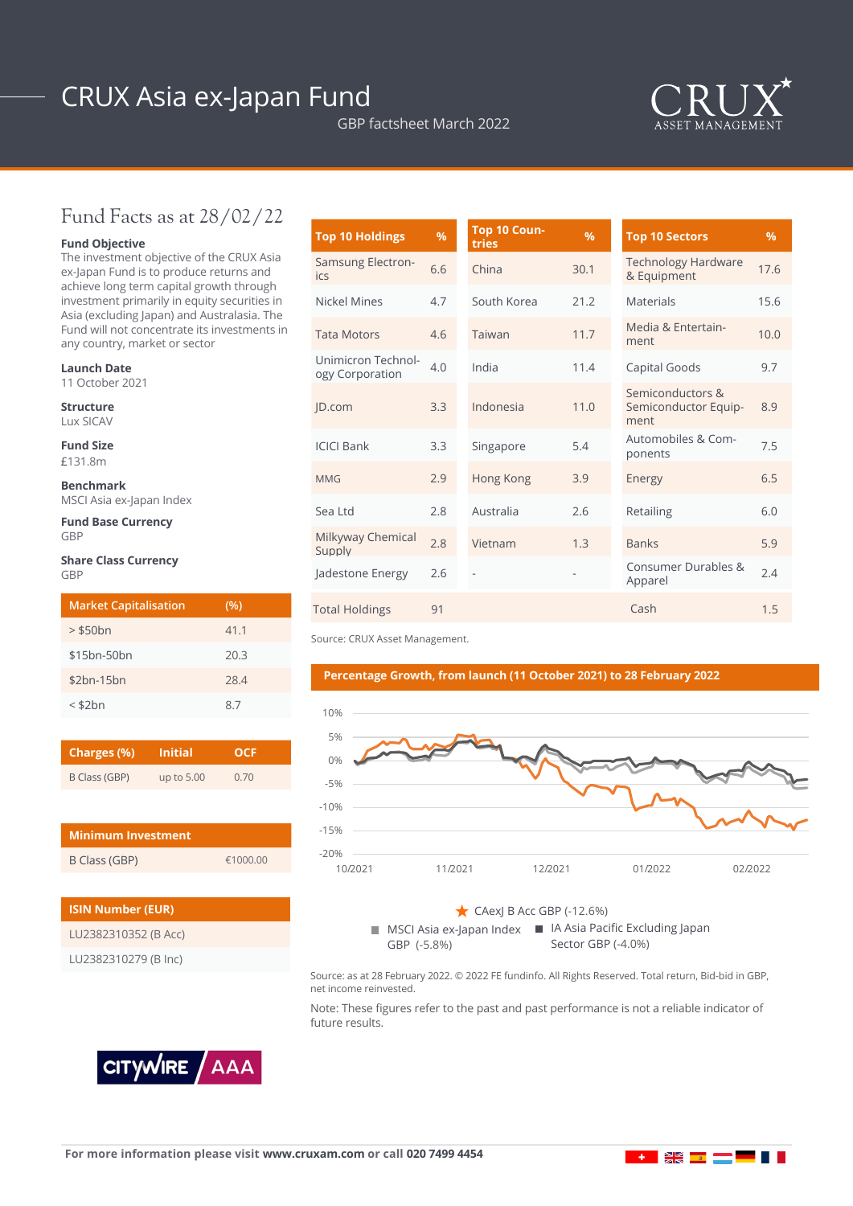# CRUX Asia ex-Japan Fund

GBP factsheet March 2022

CRUX ASSET MANAGEMENT

## Fund Facts as at 28/02/22

**Fund Objective**
The investment objective of the CRUX Asia ex-Japan Fund is to produce returns and achieve long term capital growth through investment primarily in equity securities in Asia (excluding Japan) and Australasia. The Fund will not concentrate its investments in any country, market or sector

**Launch Date**
11 October 2021

**Structure**
Lux SICAV

**Fund Size**
£131.8m

**Benchmark**
MSCI Asia ex-Japan Index

**Fund Base Currency**
GBP

**Share Class Currency**
GBP

| Market Capitalisation | (%) |
|---|---|
| > $50bn | 41.1 |
| $15bn-50bn | 20.3 |
| $2bn-15bn | 28.4 |
| < $2bn | 8.7 |

| Charges (%) | Initial | OCF |
|---|---|---|
| B Class (GBP) | up to 5.00 | 0.70 |

| Minimum Investment | |
|---|---|
| B Class (GBP) | €1000.00 |

| ISIN Number (EUR) |
|---|
| LU2382310352 (B Acc) |
| LU2382310279 (B Inc) |

CITYWIRE AAA

| Top 10 Holdings | % | Top 10 Countries | % | Top 10 Sectors | % |
|---|---|---|---|---|---|
| Samsung Electronics | 6.6 | China | 30.1 | Technology Hardware & Equipment | 17.6 |
| Nickel Mines | 4.7 | South Korea | 21.2 | Materials | 15.6 |
| Tata Motors | 4.6 | Taiwan | 11.7 | Media & Entertainment | 10.0 |
| Unimicron Technology Corporation | 4.0 | India | 11.4 | Capital Goods | 9.7 |
| JD.com | 3.3 | Indonesia | 11.0 | Semiconductors & Semiconductor Equipment | 8.9 |
| ICICI Bank | 3.3 | Singapore | 5.4 | Automobiles & Components | 7.5 |
| MMG | 2.9 | Hong Kong | 3.9 | Energy | 6.5 |
| Sea Ltd | 2.8 | Australia | 2.6 | Retailing | 6.0 |
| Milkyway Chemical Supply | 2.8 | Vietnam | 1.3 | Banks | 5.9 |
| Jadestone Energy | 2.6 | - | - | Consumer Durables & Apparel | 2.4 |
| Total Holdings | 91 | | | Cash | 1.5 |

Source: CRUX Asset Management.

### Percentage Growth, from launch (11 October 2021) to 28 February 2022

★ CAexJ B Acc GBP (-12.6%)
■ MSCI Asia ex-Japan Index GBP (-5.8%)
■ IA Asia Pacific Excluding Japan Sector GBP (-4.0%)

Source: as at 28 February 2022. © 2022 FE fundinfo. All Rights Reserved. Total return, Bid-bid in GBP, net income reinvested.

Note: These figures refer to the past and past performance is not a reliable indicator of future results.

For more information please visit **www.cruxam.com** or call **020 7499 4454**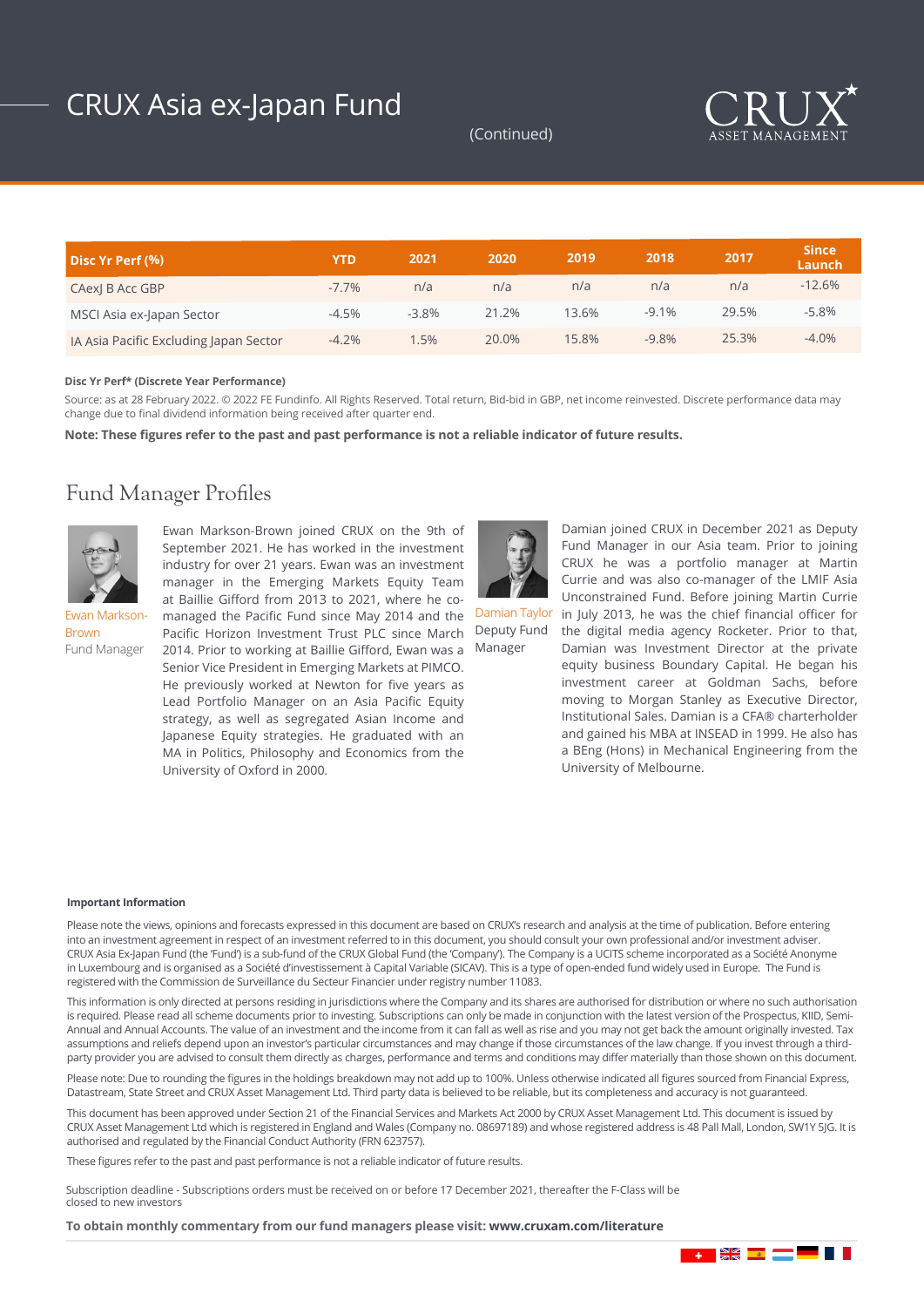# CRUX Asia ex-Japan Fund

(Continued)

| Disc Yr Perf (%) | YTD | 2021 | 2020 | 2019 | 2018 | 2017 | Since Launch |
|---|---|---|---|---|---|---|---|
| CAexJ B Acc GBP | -7.7% | n/a | n/a | n/a | n/a | n/a | -12.6% |
| MSCI Asia ex-Japan Sector | -4.5% | -3.8% | 21.2% | 13.6% | -9.1% | 29.5% | -5.8% |
| IA Asia Pacific Excluding Japan Sector | -4.2% | 1.5% | 20.0% | 15.8% | -9.8% | 25.3% | -4.0% |

**Disc Yr Perf* (Discrete Year Performance)**

Source: as at 28 February 2022. © 2022 FE Fundinfo. All Rights Reserved. Total return, Bid-bid in GBP, net income reinvested. Discrete performance data may change due to final dividend information being received after quarter end.

**Note: These figures refer to the past and past performance is not a reliable indicator of future results.**

## Fund Manager Profiles

Ewan Markson-Brown
Fund Manager

Ewan Markson-Brown joined CRUX on the 9th of September 2021. He has worked in the investment industry for over 21 years. Ewan was an investment manager in the Emerging Markets Equity Team at Baillie Gifford from 2013 to 2021, where he co-managed the Pacific Fund since May 2014 and the Pacific Horizon Investment Trust PLC since March 2014. Prior to working at Baillie Gifford, Ewan was a Senior Vice President in Emerging Markets at PIMCO. He previously worked at Newton for five years as Lead Portfolio Manager on an Asia Pacific Equity strategy, as well as segregated Asian Income and Japanese Equity strategies. He graduated with an MA in Politics, Philosophy and Economics from the University of Oxford in 2000.

Damian Taylor
Deputy Fund Manager

Damian joined CRUX in December 2021 as Deputy Fund Manager in our Asia team. Prior to joining CRUX he was a portfolio manager at Martin Currie and was also co-manager of the LMIF Asia Unconstrained Fund. Before joining Martin Currie in July 2013, he was the chief financial officer for the digital media agency Rocketer. Prior to that, Damian was Investment Director at the private equity business Boundary Capital. He began his investment career at Goldman Sachs, before moving to Morgan Stanley as Executive Director, Institutional Sales. Damian is a CFA® charterholder and gained his MBA at INSEAD in 1999. He also has a BEng (Hons) in Mechanical Engineering from the University of Melbourne.

**Important Information**

Please note the views, opinions and forecasts expressed in this document are based on CRUX's research and analysis at the time of publication. Before entering into an investment agreement in respect of an investment referred to in this document, you should consult your own professional and/or investment adviser. CRUX Asia Ex-Japan Fund (the 'Fund') is a sub-fund of the CRUX Global Fund (the 'Company'). The Company is a UCITS scheme incorporated as a Société Anonyme in Luxembourg and is organised as a Société d'investissement à Capital Variable (SICAV). This is a type of open-ended fund widely used in Europe. The Fund is registered with the Commission de Surveillance du Secteur Financier under registry number 11083.

This information is only directed at persons residing in jurisdictions where the Company and its shares are authorised for distribution or where no such authorisation is required. Please read all scheme documents prior to investing. Subscriptions can only be made in conjunction with the latest version of the Prospectus, KIID, Semi-Annual and Annual Accounts. The value of an investment and the income from it can fall as well as rise and you may not get back the amount originally invested. Tax assumptions and reliefs depend upon an investor's particular circumstances and may change if those circumstances of the law change. If you invest through a third-party provider you are advised to consult them directly as charges, performance and terms and conditions may differ materially than those shown on this document.

Please note: Due to rounding the figures in the holdings breakdown may not add up to 100%. Unless otherwise indicated all figures sourced from Financial Express, Datastream, State Street and CRUX Asset Management Ltd. Third party data is believed to be reliable, but its completeness and accuracy is not guaranteed.

This document has been approved under Section 21 of the Financial Services and Markets Act 2000 by CRUX Asset Management Ltd. This document is issued by CRUX Asset Management Ltd which is registered in England and Wales (Company no. 08697189) and whose registered address is 48 Pall Mall, London, SW1Y 5JG. It is authorised and regulated by the Financial Conduct Authority (FRN 623757).

These figures refer to the past and past performance is not a reliable indicator of future results.

Subscription deadline - Subscriptions orders must be received on or before 17 December 2021, thereafter the F-Class will be closed to new investors

**To obtain monthly commentary from our fund managers please visit: www.cruxam.com/literature**